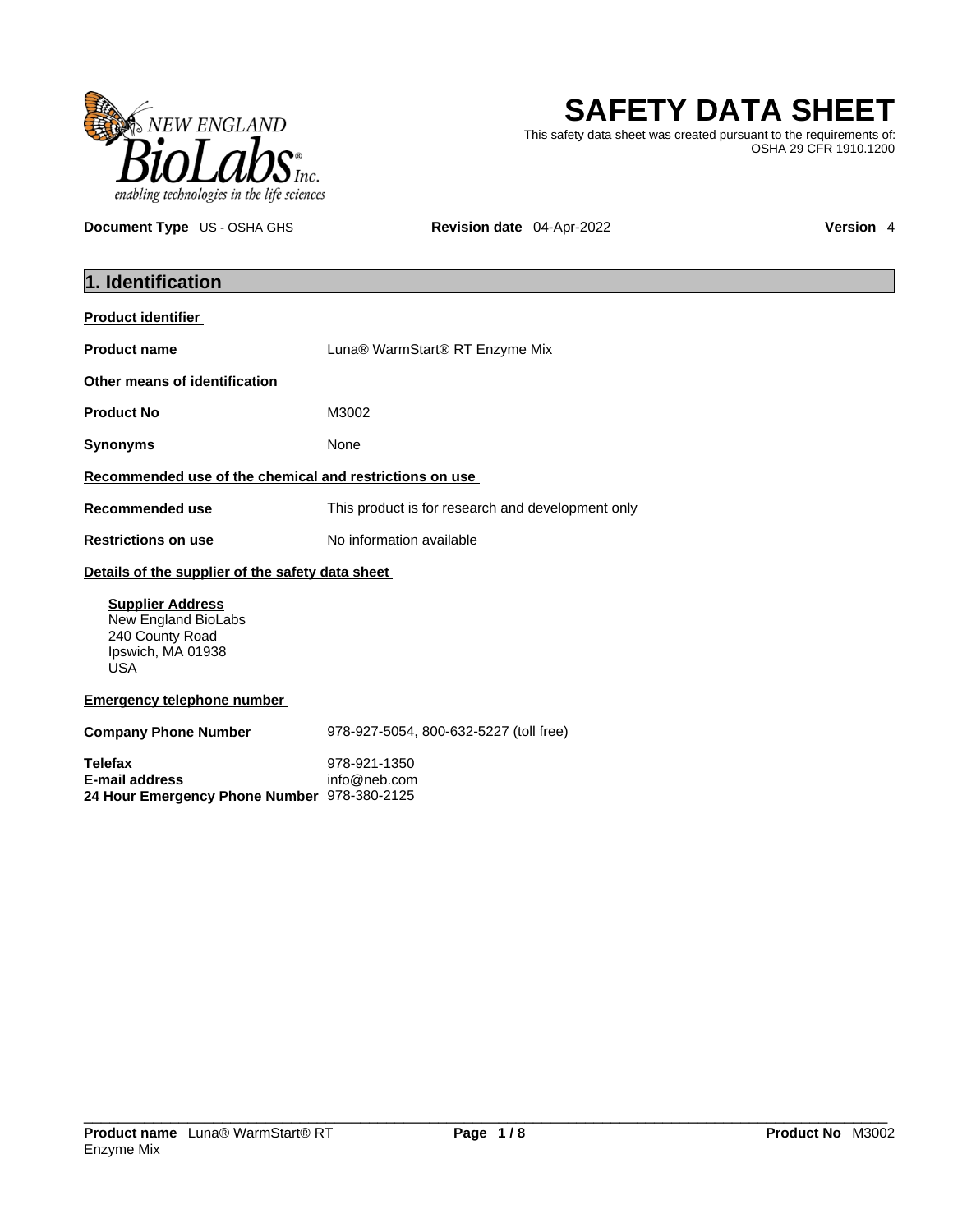# SAFETY DATA SHEET

This safety data sheet was created pursuant to the requirements of: OSHA 29 CFR 1910.1200

**Document Type** US - OSHA GHS **Revision date** 04-Apr-2022 **Version** 4

## 1. Identification

**Product identifier**

**Product name** Luna® WarmStart® RT Enzyme Mix

**Other means of identification**

**Product No** M3002

**Synonyms** None

**Recommended use of the chemical and restrictions on use**

**Recommended use** This product is for research and development only

**Restrictions on use** No information available

**Details of the supplier of the safety data sheet**

**Supplier Address**
New England BioLabs
240 County Road
Ipswich, MA 01938
USA

**Emergency telephone number**

**Company Phone Number** 978-927-5054, 800-632-5227 (toll free)

**Telefax** 978-921-1350
**E-mail address** info@neb.com
**24 Hour Emergency Phone Number** 978-380-2125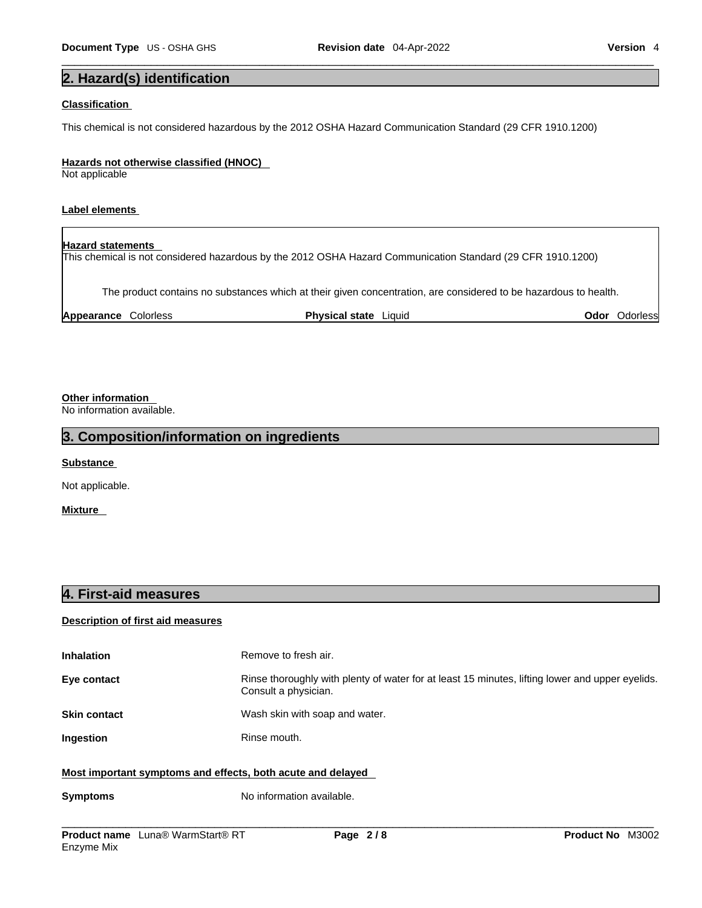## 2. Hazard(s) identification

### Classification

This chemical is not considered hazardous by the 2012 OSHA Hazard Communication Standard (29 CFR 1910.1200)

### Hazards not otherwise classified (HNOC)

Not applicable

### Label elements

**Hazard statements**

This chemical is not considered hazardous by the 2012 OSHA Hazard Communication Standard (29 CFR 1910.1200)

The product contains no substances which at their given concentration, are considered to be hazardous to health.

| **Appearance** Colorless | **Physical state** Liquid | **Odor** Odorless |
|---|---|---|

### Other information

No information available.

## 3. Composition/information on ingredients

### Substance

Not applicable.

### Mixture

## 4. First-aid measures

### Description of first aid measures

**Inhalation** Remove to fresh air.

**Eye contact** Rinse thoroughly with plenty of water for at least 15 minutes, lifting lower and upper eyelids. Consult a physician.

**Skin contact** Wash skin with soap and water.

**Ingestion** Rinse mouth.

### Most important symptoms and effects, both acute and delayed

**Symptoms** No information available.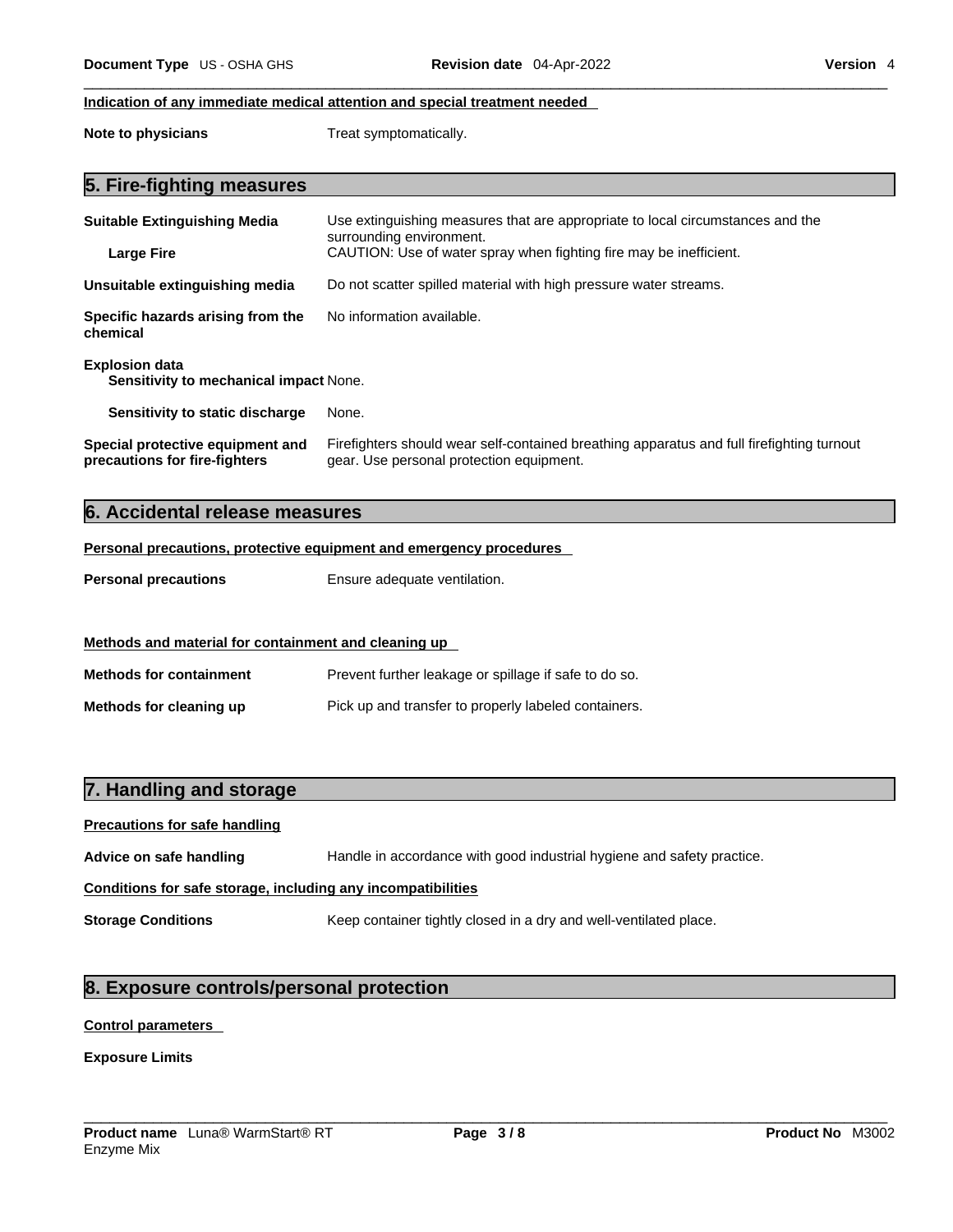**Indication of any immediate medical attention and special treatment needed**

**Note to physicians** Treat symptomatically.

## 5. Fire-fighting measures

**Suitable Extinguishing Media** Use extinguishing measures that are appropriate to local circumstances and the surrounding environment.

**Large Fire** CAUTION: Use of water spray when fighting fire may be inefficient.

**Unsuitable extinguishing media** Do not scatter spilled material with high pressure water streams.

**Specific hazards arising from the chemical** No information available.

**Explosion data**

**Sensitivity to mechanical impact** None.

**Sensitivity to static discharge** None.

**Special protective equipment and precautions for fire-fighters** Firefighters should wear self-contained breathing apparatus and full firefighting turnout gear. Use personal protection equipment.

## 6. Accidental release measures

**Personal precautions, protective equipment and emergency procedures**

**Personal precautions** Ensure adequate ventilation.

**Methods and material for containment and cleaning up**

**Methods for containment** Prevent further leakage or spillage if safe to do so.

**Methods for cleaning up** Pick up and transfer to properly labeled containers.

## 7. Handling and storage

**Precautions for safe handling**

**Advice on safe handling** Handle in accordance with good industrial hygiene and safety practice.

**Conditions for safe storage, including any incompatibilities**

**Storage Conditions** Keep container tightly closed in a dry and well-ventilated place.

## 8. Exposure controls/personal protection

**Control parameters**

**Exposure Limits**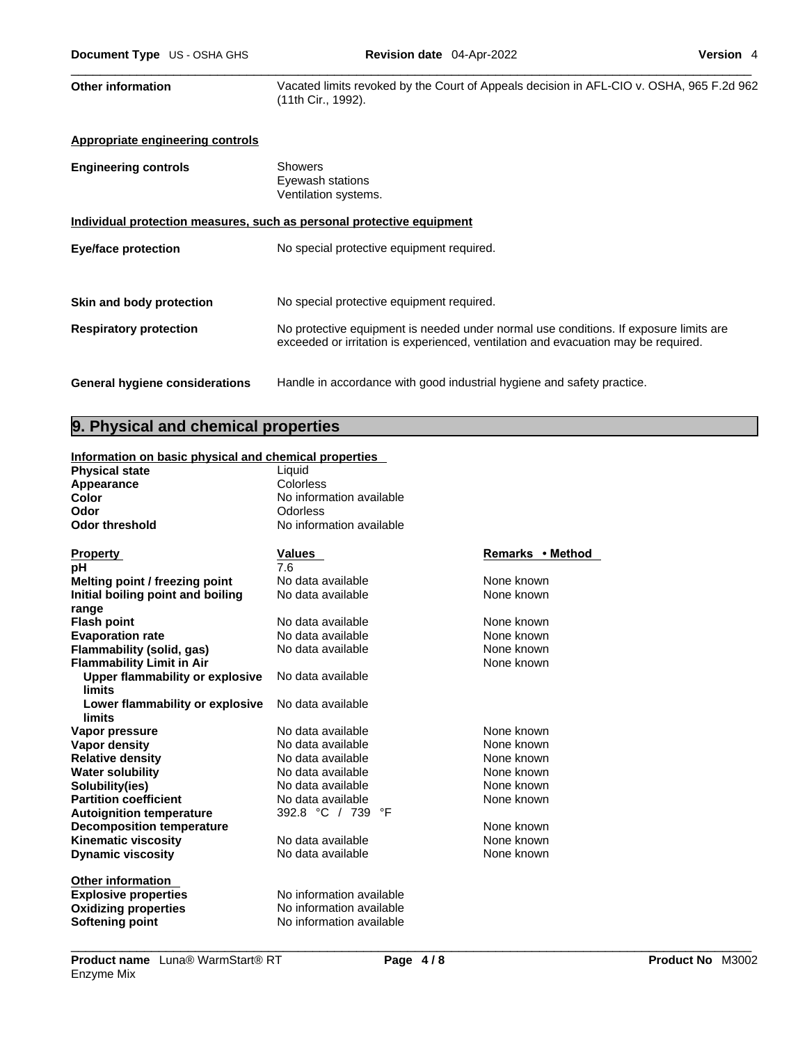**Other information** Vacated limits revoked by the Court of Appeals decision in AFL-CIO v. OSHA, 965 F.2d 962 (11th Cir., 1992).

**Appropriate engineering controls**

**Engineering controls**
Showers
Eyewash stations
Ventilation systems.

**Individual protection measures, such as personal protective equipment**

**Eye/face protection** No special protective equipment required.

**Skin and body protection** No special protective equipment required.

**Respiratory protection** No protective equipment is needed under normal use conditions. If exposure limits are exceeded or irritation is experienced, ventilation and evacuation may be required.

**General hygiene considerations** Handle in accordance with good industrial hygiene and safety practice.

## 9. Physical and chemical properties

**Information on basic physical and chemical properties**

| | |
|---|---|
| **Physical state** | Liquid |
| **Appearance** | Colorless |
| **Color** | No information available |
| **Odor** | Odorless |
| **Odor threshold** | No information available |

| Property | Values | Remarks • Method |
|---|---|---|
| **pH** | 7.6 | |
| **Melting point / freezing point** | No data available | None known |
| **Initial boiling point and boiling range** | No data available | None known |
| **Flash point** | No data available | None known |
| **Evaporation rate** | No data available | None known |
| **Flammability (solid, gas)** | No data available | None known |
| **Flammability Limit in Air** | | None known |
| **Upper flammability or explosive limits** | No data available | |
| **Lower flammability or explosive limits** | No data available | |
| **Vapor pressure** | No data available | None known |
| **Vapor density** | No data available | None known |
| **Relative density** | No data available | None known |
| **Water solubility** | No data available | None known |
| **Solubility(ies)** | No data available | None known |
| **Partition coefficient** | No data available | None known |
| **Autoignition temperature** | 392.8 °C / 739 °F | |
| **Decomposition temperature** | | None known |
| **Kinematic viscosity** | No data available | None known |
| **Dynamic viscosity** | No data available | None known |

**Other information**

| | |
|---|---|
| **Explosive properties** | No information available |
| **Oxidizing properties** | No information available |
| **Softening point** | No information available |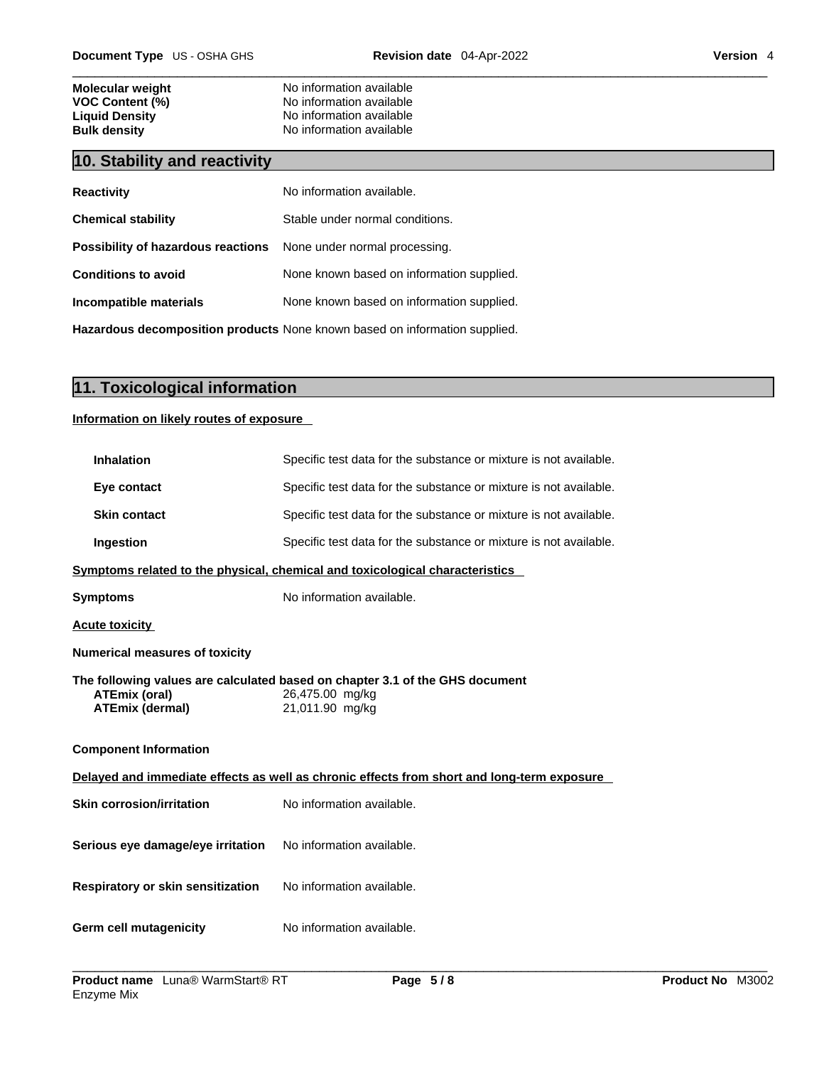| | |
|---|---|
| **Molecular weight** | No information available |
| **VOC Content (%)** | No information available |
| **Liquid Density** | No information available |
| **Bulk density** | No information available |

## 10. Stability and reactivity

| | |
|---|---|
| **Reactivity** | No information available. |
| **Chemical stability** | Stable under normal conditions. |
| **Possibility of hazardous reactions** | None under normal processing. |
| **Conditions to avoid** | None known based on information supplied. |
| **Incompatible materials** | None known based on information supplied. |
| **Hazardous decomposition products** | None known based on information supplied. |

## 11. Toxicological information

**Information on likely routes of exposure**

| | |
|---|---|
| **Inhalation** | Specific test data for the substance or mixture is not available. |
| **Eye contact** | Specific test data for the substance or mixture is not available. |
| **Skin contact** | Specific test data for the substance or mixture is not available. |
| **Ingestion** | Specific test data for the substance or mixture is not available. |

**Symptoms related to the physical, chemical and toxicological characteristics**

**Symptoms** No information available.

**Acute toxicity**

**Numerical measures of toxicity**

**The following values are calculated based on chapter 3.1 of the GHS document**

| | |
|---|---|
| **ATEmix (oral)** | 26,475.00 mg/kg |
| **ATEmix (dermal)** | 21,011.90 mg/kg |

**Component Information**

**Delayed and immediate effects as well as chronic effects from short and long-term exposure**

| | |
|---|---|
| **Skin corrosion/irritation** | No information available. |
| **Serious eye damage/eye irritation** | No information available. |
| **Respiratory or skin sensitization** | No information available. |
| **Germ cell mutagenicity** | No information available. |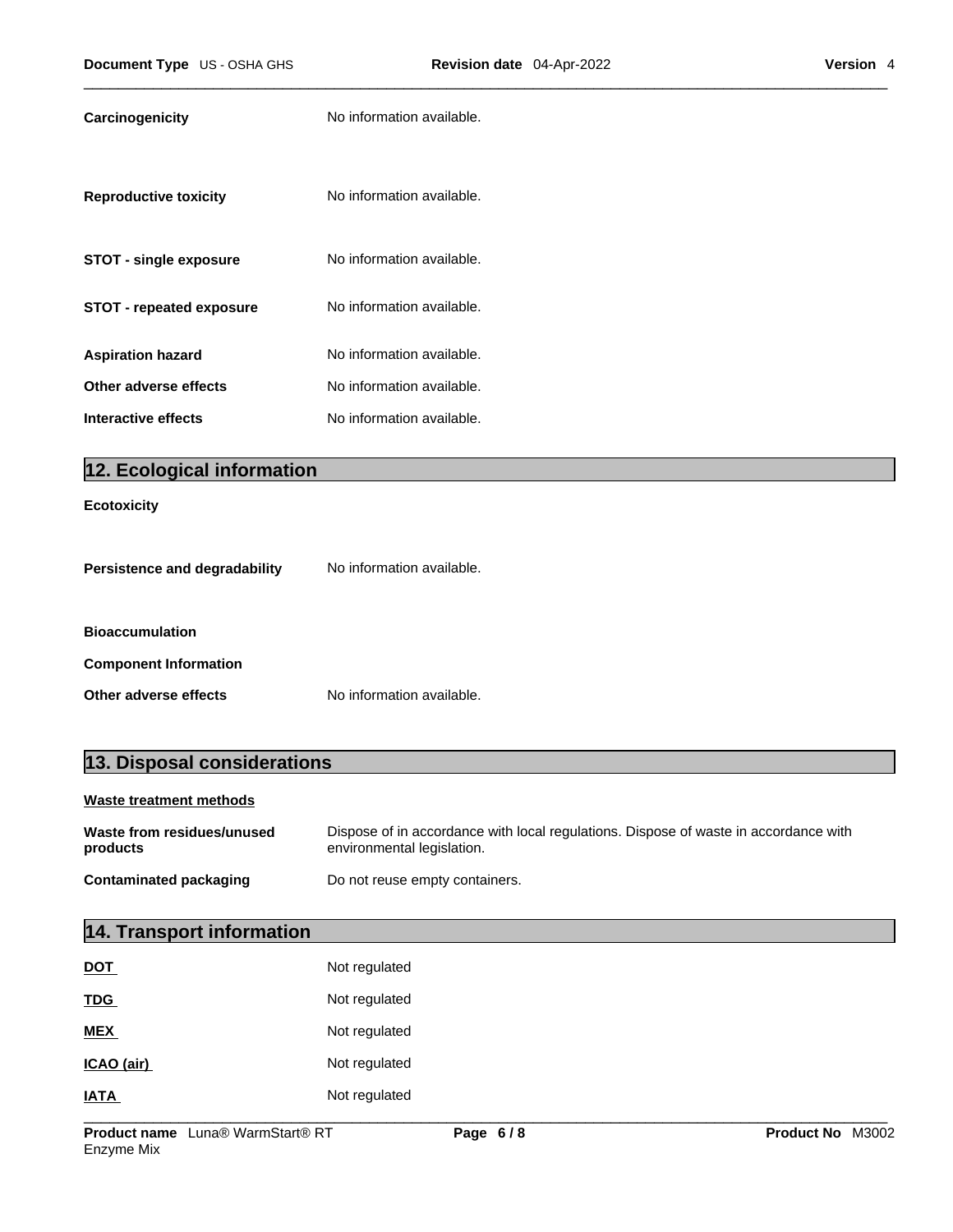**Carcinogenicity** No information available.

**Reproductive toxicity** No information available.

**STOT - single exposure** No information available.

**STOT - repeated exposure** No information available.

**Aspiration hazard** No information available.

**Other adverse effects** No information available.

**Interactive effects** No information available.

## 12. Ecological information

**Ecotoxicity**

**Persistence and degradability** No information available.

**Bioaccumulation**

**Component Information**

**Other adverse effects** No information available.

## 13. Disposal considerations

**Waste treatment methods**

**Waste from residues/unused products** Dispose of in accordance with local regulations. Dispose of waste in accordance with environmental legislation.

**Contaminated packaging** Do not reuse empty containers.

## 14. Transport information

**DOT** Not regulated

**TDG** Not regulated

**MEX** Not regulated

**ICAO (air)** Not regulated

**IATA** Not regulated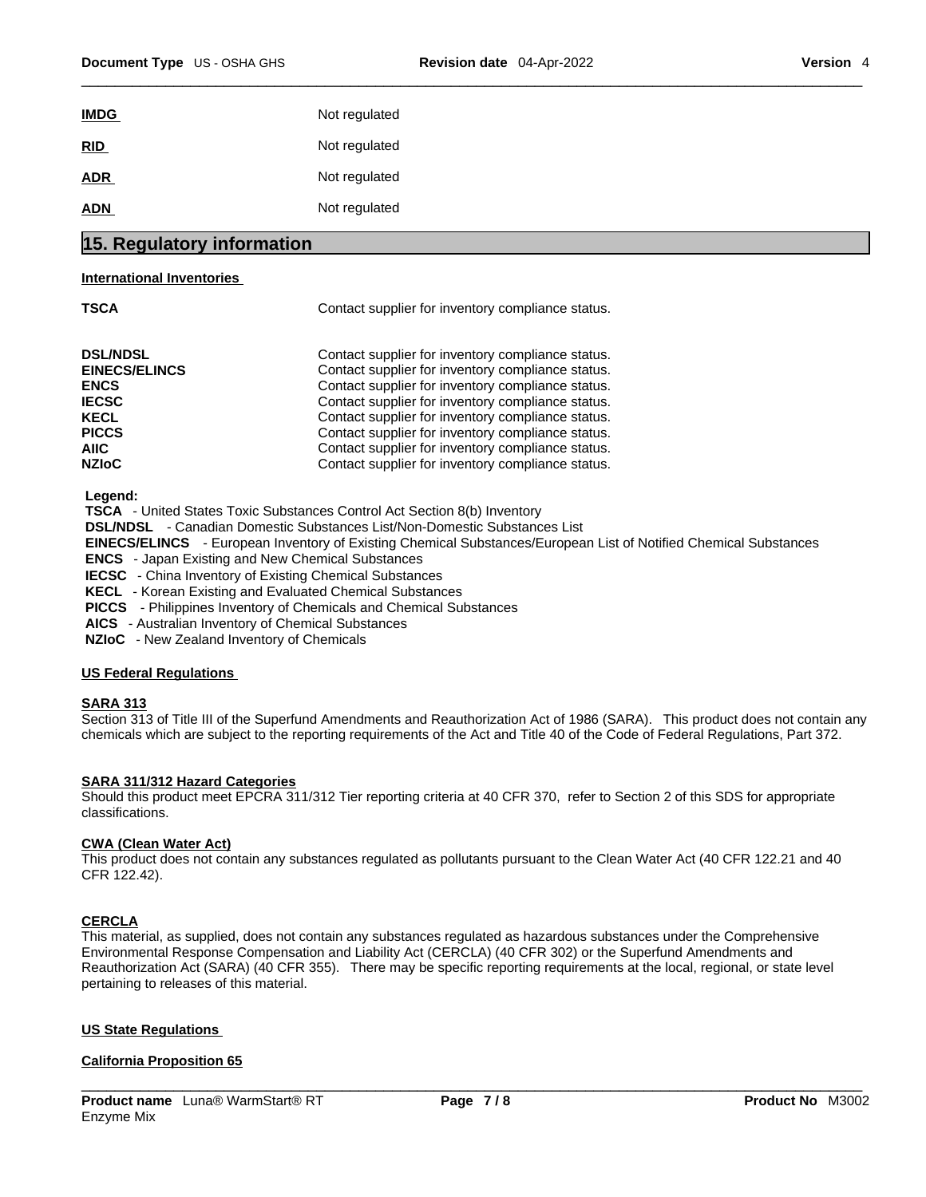| | |
|---|---|
| **IMDG** | Not regulated |
| **RID** | Not regulated |
| **ADR** | Not regulated |
| **ADN** | Not regulated |

## 15. Regulatory information

**International Inventories**

| | |
|---|---|
| **TSCA** | Contact supplier for inventory compliance status. |
| **DSL/NDSL** | Contact supplier for inventory compliance status. |
| **EINECS/ELINCS** | Contact supplier for inventory compliance status. |
| **ENCS** | Contact supplier for inventory compliance status. |
| **IECSC** | Contact supplier for inventory compliance status. |
| **KECL** | Contact supplier for inventory compliance status. |
| **PICCS** | Contact supplier for inventory compliance status. |
| **AIIC** | Contact supplier for inventory compliance status. |
| **NZIoC** | Contact supplier for inventory compliance status. |

**Legend:**
**TSCA** - United States Toxic Substances Control Act Section 8(b) Inventory
**DSL/NDSL** - Canadian Domestic Substances List/Non-Domestic Substances List
**EINECS/ELINCS** - European Inventory of Existing Chemical Substances/European List of Notified Chemical Substances
**ENCS** - Japan Existing and New Chemical Substances
**IECSC** - China Inventory of Existing Chemical Substances
**KECL** - Korean Existing and Evaluated Chemical Substances
**PICCS** - Philippines Inventory of Chemicals and Chemical Substances
**AICS** - Australian Inventory of Chemical Substances
**NZIoC** - New Zealand Inventory of Chemicals

**US Federal Regulations**

**SARA 313**
Section 313 of Title III of the Superfund Amendments and Reauthorization Act of 1986 (SARA). This product does not contain any chemicals which are subject to the reporting requirements of the Act and Title 40 of the Code of Federal Regulations, Part 372.

**SARA 311/312 Hazard Categories**
Should this product meet EPCRA 311/312 Tier reporting criteria at 40 CFR 370, refer to Section 2 of this SDS for appropriate classifications.

**CWA (Clean Water Act)**
This product does not contain any substances regulated as pollutants pursuant to the Clean Water Act (40 CFR 122.21 and 40 CFR 122.42).

**CERCLA**
This material, as supplied, does not contain any substances regulated as hazardous substances under the Comprehensive Environmental Response Compensation and Liability Act (CERCLA) (40 CFR 302) or the Superfund Amendments and Reauthorization Act (SARA) (40 CFR 355). There may be specific reporting requirements at the local, regional, or state level pertaining to releases of this material.

**US State Regulations**

**California Proposition 65**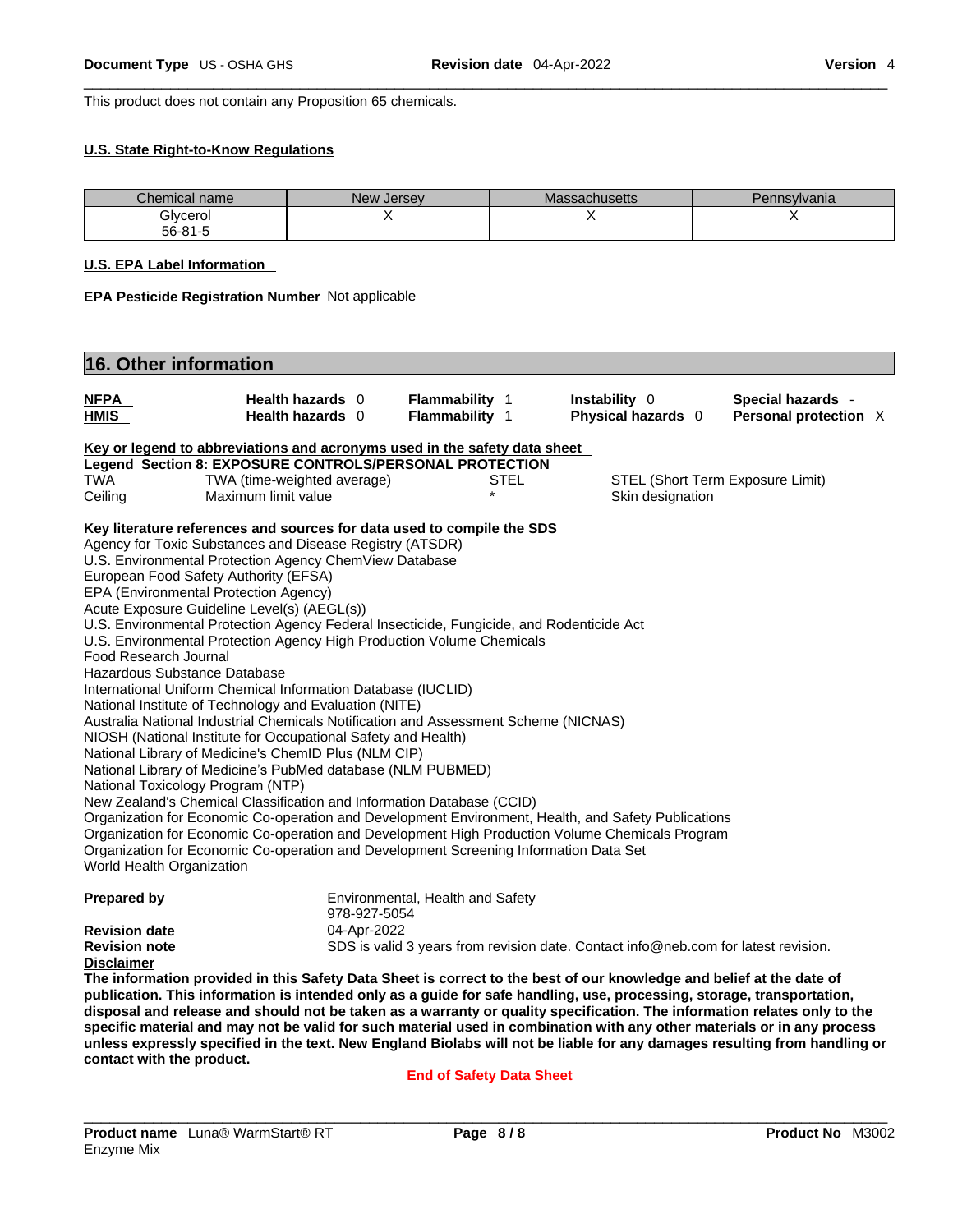This product does not contain any Proposition 65 chemicals.

**U.S. State Right-to-Know Regulations**

| Chemical name | New Jersey | Massachusetts | Pennsylvania |
|---|---|---|---|
| Glycerol<br>56-81-5 | X | X | X |

**U.S. EPA Label Information**

**EPA Pesticide Registration Number** Not applicable

## 16. Other information

| | | | | |
|---|---|---|---|---|
| **NFPA** | **Health hazards** 0 | **Flammability** 1 | **Instability** 0 | **Special hazards** - |
| **HMIS** | **Health hazards** 0 | **Flammability** 1 | **Physical hazards** 0 | **Personal protection** X |

**Key or legend to abbreviations and acronyms used in the safety data sheet**

**Legend Section 8: EXPOSURE CONTROLS/PERSONAL PROTECTION**

| | | | |
|---|---|---|---|
| TWA | TWA (time-weighted average) | STEL | STEL (Short Term Exposure Limit) |
| Ceiling | Maximum limit value | * | Skin designation |

**Key literature references and sources for data used to compile the SDS**

Agency for Toxic Substances and Disease Registry (ATSDR)
U.S. Environmental Protection Agency ChemView Database
European Food Safety Authority (EFSA)
EPA (Environmental Protection Agency)
Acute Exposure Guideline Level(s) (AEGL(s))
U.S. Environmental Protection Agency Federal Insecticide, Fungicide, and Rodenticide Act
U.S. Environmental Protection Agency High Production Volume Chemicals
Food Research Journal
Hazardous Substance Database
International Uniform Chemical Information Database (IUCLID)
National Institute of Technology and Evaluation (NITE)
Australia National Industrial Chemicals Notification and Assessment Scheme (NICNAS)
NIOSH (National Institute for Occupational Safety and Health)
National Library of Medicine's ChemID Plus (NLM CIP)
National Library of Medicine's PubMed database (NLM PUBMED)
National Toxicology Program (NTP)
New Zealand's Chemical Classification and Information Database (CCID)
Organization for Economic Co-operation and Development Environment, Health, and Safety Publications
Organization for Economic Co-operation and Development High Production Volume Chemicals Program
Organization for Economic Co-operation and Development Screening Information Data Set
World Health Organization

**Prepared by** Environmental, Health and Safety
978-927-5054

**Revision date** 04-Apr-2022

**Revision note** SDS is valid 3 years from revision date. Contact info@neb.com for latest revision.

**Disclaimer**

**The information provided in this Safety Data Sheet is correct to the best of our knowledge and belief at the date of publication. This information is intended only as a guide for safe handling, use, processing, storage, transportation, disposal and release and should not be taken as a warranty or quality specification. The information relates only to the specific material and may not be valid for such material used in combination with any other materials or in any process unless expressly specified in the text. New England Biolabs will not be liable for any damages resulting from handling or contact with the product.**

**End of Safety Data Sheet**